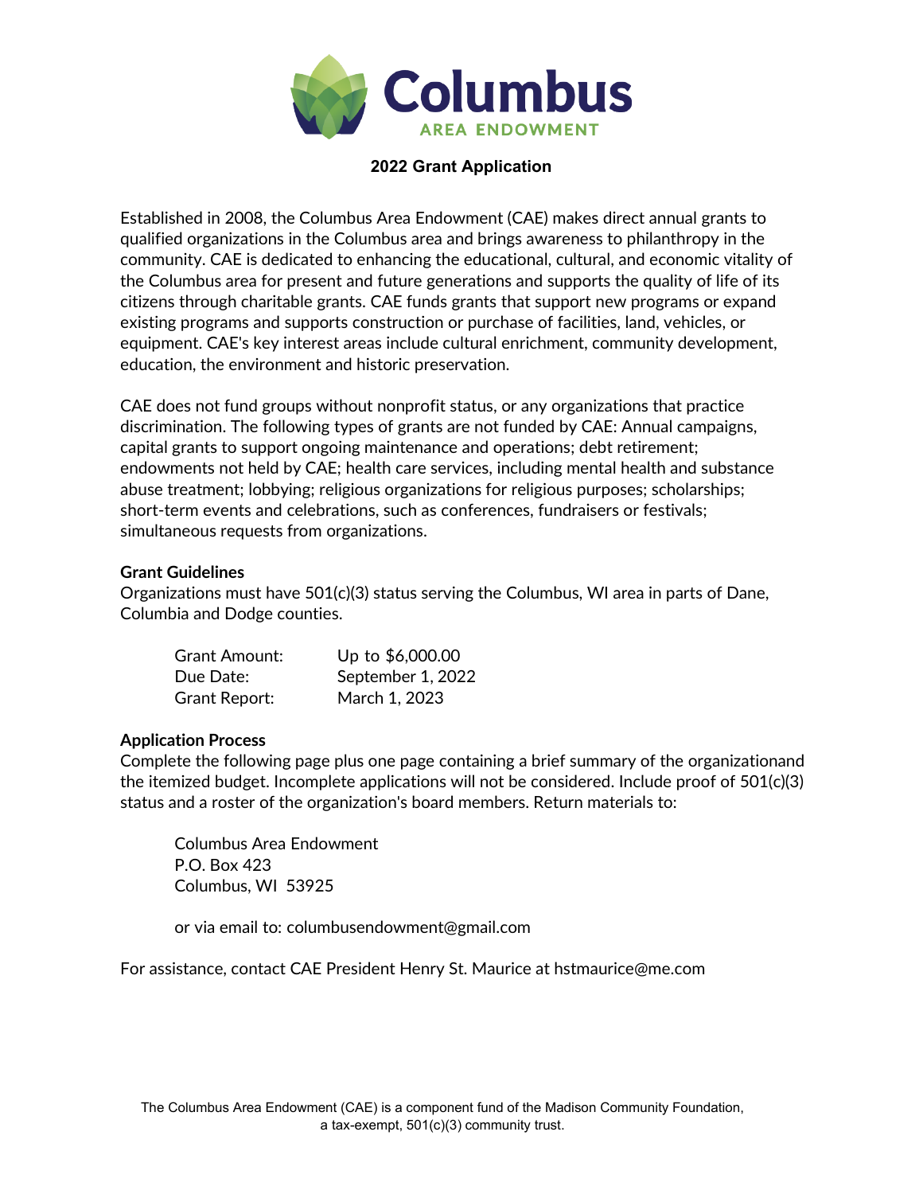# Columbus AREA ENDOWMENT

## 2022 Grant Application

Established in 2008, the Columbus Area Endowment (CAE) makes direct annual grants to qualified organizations in the Columbus area and brings awareness to philanthropy in the community. CAE is dedicated to enhancing the educational, cultural, and economic vitality of the Columbus area for present and future generations and supports the quality of life of its citizens through charitable grants. CAE funds grants that support new programs or expand existing programs and supports construction or purchase of facilities, land, vehicles, or equipment. CAE's key interest areas include cultural enrichment, community development, education, the environment and historic preservation.

CAE does not fund groups without nonprofit status, or any organizations that practice discrimination. The following types of grants are not funded by CAE: Annual campaigns, capital grants to support ongoing maintenance and operations; debt retirement; endowments not held by CAE; health care services, including mental health and substance abuse treatment; lobbying; religious organizations for religious purposes; scholarships; short-term events and celebrations, such as conferences, fundraisers or festivals; simultaneous requests from organizations.

**Grant Guidelines**

Organizations must have 501(c)(3) status serving the Columbus, WI area in parts of Dane, Columbia and Dodge counties.

| | |
|---|---|
| Grant Amount: | Up to $6,000.00 |
| Due Date: | September 1, 2022 |
| Grant Report: | March 1, 2023 |

**Application Process**

Complete the following page plus one page containing a brief summary of the organizationand the itemized budget. Incomplete applications will not be considered. Include proof of 501(c)(3) status and a roster of the organization's board members. Return materials to:

Columbus Area Endowment
P.O. Box 423
Columbus, WI 53925

or via email to: columbusendowment@gmail.com

For assistance, contact CAE President Henry St. Maurice at hstmaurice@me.com

The Columbus Area Endowment (CAE) is a component fund of the Madison Community Foundation, a tax-exempt, 501(c)(3) community trust.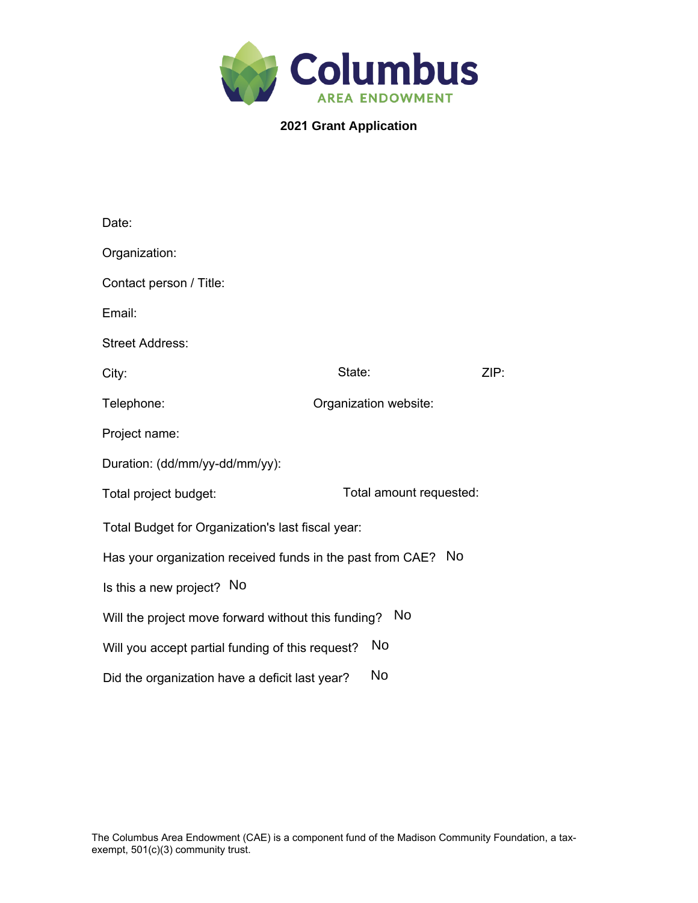Columbus
AREA ENDOWMENT

**2021 Grant Application**

Date:

Organization:

Contact person / Title:

Email:

Street Address:

City: State: ZIP:

Telephone: Organization website:

Project name:

Duration: (dd/mm/yy-dd/mm/yy):

Total project budget: Total amount requested:

Total Budget for Organization's last fiscal year:

Has your organization received funds in the past from CAE? No

Is this a new project? No

Will the project move forward without this funding? No

Will you accept partial funding of this request? No

Did the organization have a deficit last year? No

The Columbus Area Endowment (CAE) is a component fund of the Madison Community Foundation, a tax-exempt, 501(c)(3) community trust.